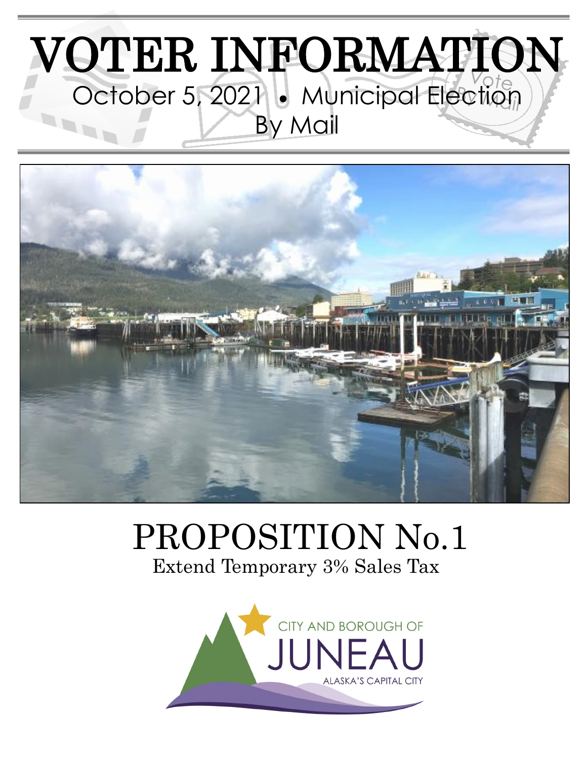# VOTER INFORMATION

October 5, 2021 • Municipal Election

By Mail

# PROPOSITION No.1

Extend Temporary 3% Sales Tax

CITY AND BOROUGH OF

JUNEAU

ALASKA'S CAPITAL CITY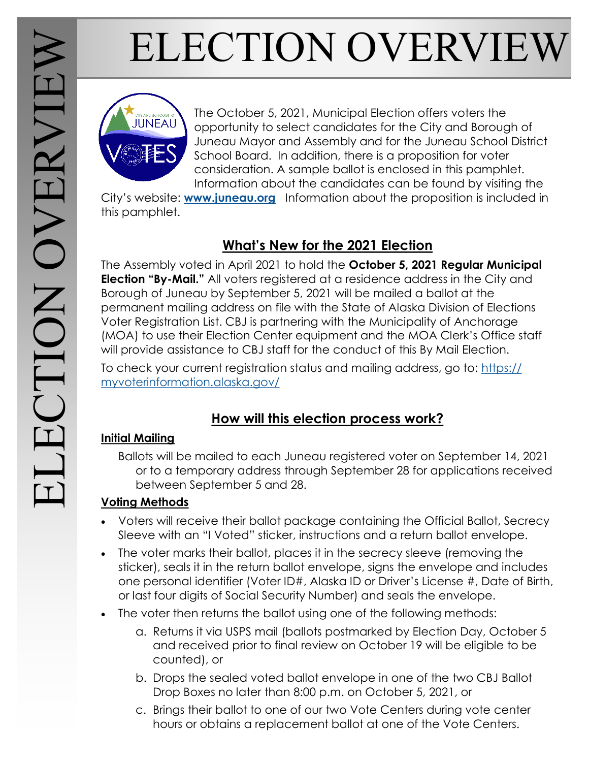# ELECTION OVERVIEW

The October 5, 2021, Municipal Election offers voters the opportunity to select candidates for the City and Borough of Juneau Mayor and Assembly and for the Juneau School District School Board. In addition, there is a proposition for voter consideration. A sample ballot is enclosed in this pamphlet. Information about the candidates can be found by visiting the City's website: **www.juneau.org** Information about the proposition is included in this pamphlet.

## What's New for the 2021 Election

The Assembly voted in April 2021 to hold the **October 5, 2021 Regular Municipal Election "By-Mail."** All voters registered at a residence address in the City and Borough of Juneau by September 5, 2021 will be mailed a ballot at the permanent mailing address on file with the State of Alaska Division of Elections Voter Registration List. CBJ is partnering with the Municipality of Anchorage (MOA) to use their Election Center equipment and the MOA Clerk's Office staff will provide assistance to CBJ staff for the conduct of this By Mail Election.

To check your current registration status and mailing address, go to: https://myvoterinformation.alaska.gov/

## How will this election process work?

### Initial Mailing

Ballots will be mailed to each Juneau registered voter on September 14, 2021 or to a temporary address through September 28 for applications received between September 5 and 28.

### Voting Methods

- Voters will receive their ballot package containing the Official Ballot, Secrecy Sleeve with an "I Voted" sticker, instructions and a return ballot envelope.
- The voter marks their ballot, places it in the secrecy sleeve (removing the sticker), seals it in the return ballot envelope, signs the envelope and includes one personal identifier (Voter ID#, Alaska ID or Driver's License #, Date of Birth, or last four digits of Social Security Number) and seals the envelope.
- The voter then returns the ballot using one of the following methods:
    a. Returns it via USPS mail (ballots postmarked by Election Day, October 5 and received prior to final review on October 19 will be eligible to be counted), or
    b. Drops the sealed voted ballot envelope in one of the two CBJ Ballot Drop Boxes no later than 8:00 p.m. on October 5, 2021, or
    c. Brings their ballot to one of our two Vote Centers during vote center hours or obtains a replacement ballot at one of the Vote Centers.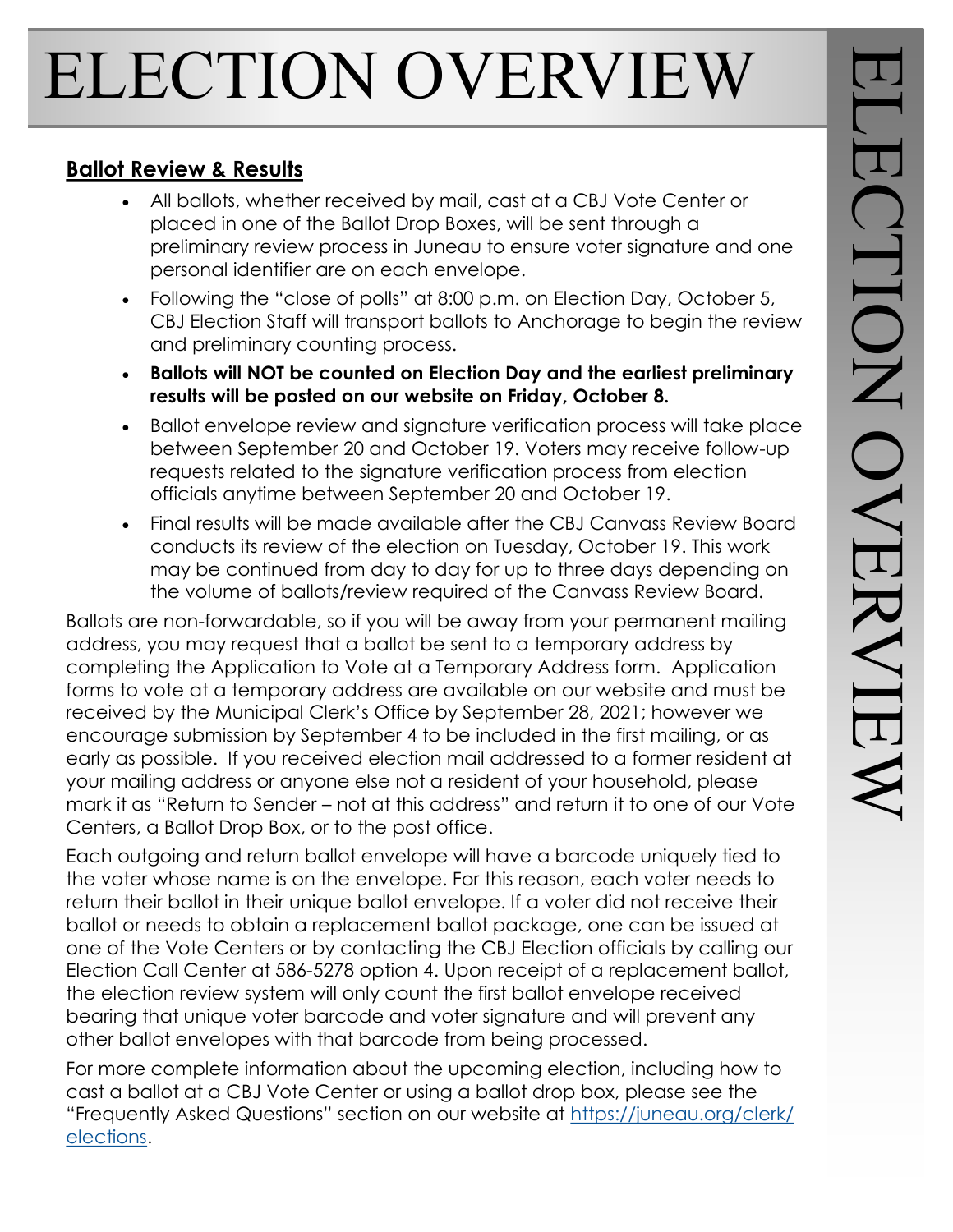# ELECTION OVERVIEW

## Ballot Review & Results

- All ballots, whether received by mail, cast at a CBJ Vote Center or placed in one of the Ballot Drop Boxes, will be sent through a preliminary review process in Juneau to ensure voter signature and one personal identifier are on each envelope.
- Following the "close of polls" at 8:00 p.m. on Election Day, October 5, CBJ Election Staff will transport ballots to Anchorage to begin the review and preliminary counting process.
- **Ballots will NOT be counted on Election Day and the earliest preliminary results will be posted on our website on Friday, October 8.**
- Ballot envelope review and signature verification process will take place between September 20 and October 19. Voters may receive follow-up requests related to the signature verification process from election officials anytime between September 20 and October 19.
- Final results will be made available after the CBJ Canvass Review Board conducts its review of the election on Tuesday, October 19. This work may be continued from day to day for up to three days depending on the volume of ballots/review required of the Canvass Review Board.

Ballots are non-forwardable, so if you will be away from your permanent mailing address, you may request that a ballot be sent to a temporary address by completing the Application to Vote at a Temporary Address form. Application forms to vote at a temporary address are available on our website and must be received by the Municipal Clerk's Office by September 28, 2021; however we encourage submission by September 4 to be included in the first mailing, or as early as possible. If you received election mail addressed to a former resident at your mailing address or anyone else not a resident of your household, please mark it as "Return to Sender – not at this address" and return it to one of our Vote Centers, a Ballot Drop Box, or to the post office.

Each outgoing and return ballot envelope will have a barcode uniquely tied to the voter whose name is on the envelope. For this reason, each voter needs to return their ballot in their unique ballot envelope. If a voter did not receive their ballot or needs to obtain a replacement ballot package, one can be issued at one of the Vote Centers or by contacting the CBJ Election officials by calling our Election Call Center at 586-5278 option 4. Upon receipt of a replacement ballot, the election review system will only count the first ballot envelope received bearing that unique voter barcode and voter signature and will prevent any other ballot envelopes with that barcode from being processed.

For more complete information about the upcoming election, including how to cast a ballot at a CBJ Vote Center or using a ballot drop box, please see the "Frequently Asked Questions" section on our website at [https://juneau.org/clerk/elections](https://juneau.org/clerk/elections).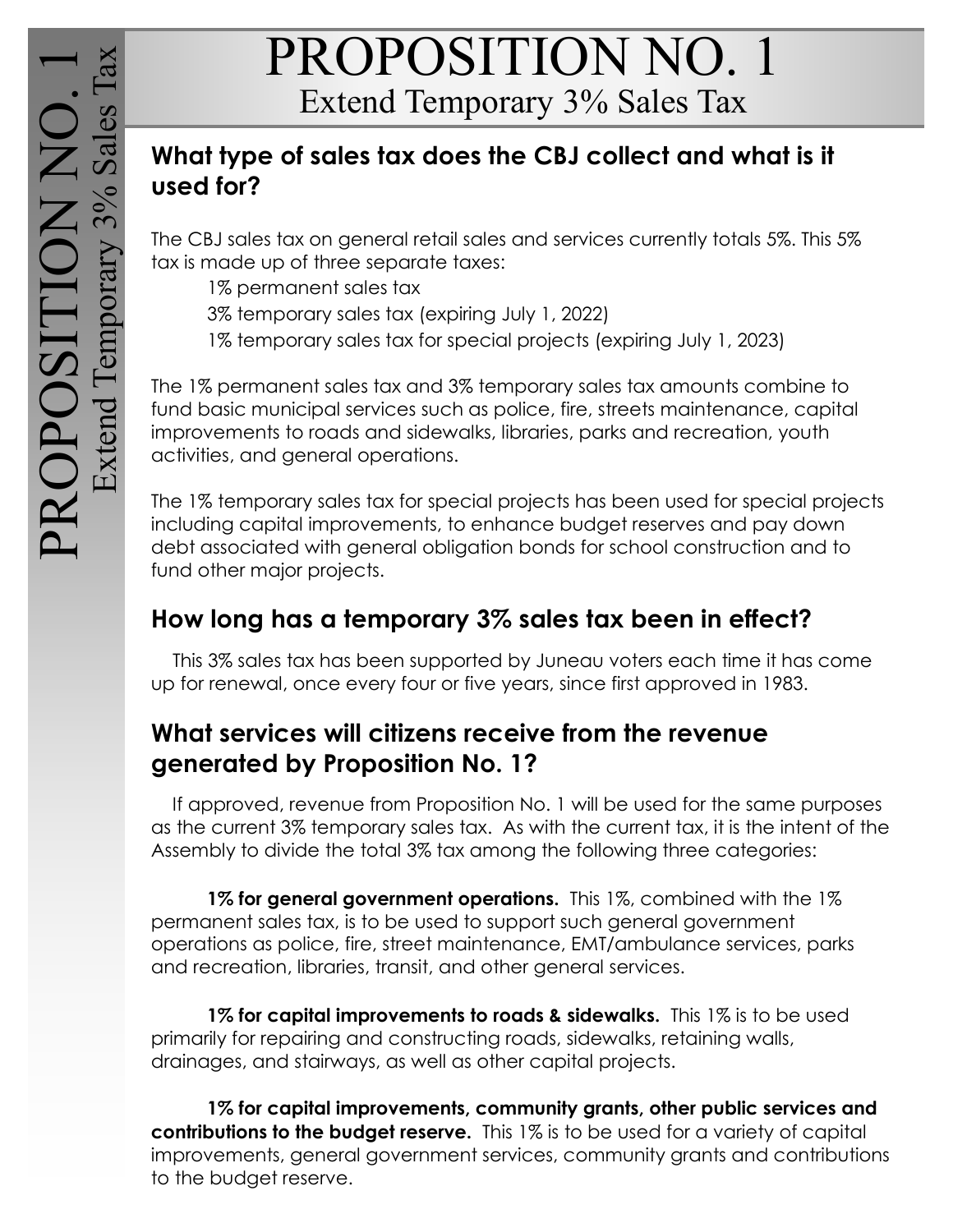# PROPOSITION NO. 1

Extend Temporary 3% Sales Tax

## What type of sales tax does the CBJ collect and what is it used for?

The CBJ sales tax on general retail sales and services currently totals 5%. This 5% tax is made up of three separate taxes:

1% permanent sales tax
3% temporary sales tax (expiring July 1, 2022)
1% temporary sales tax for special projects (expiring July 1, 2023)

The 1% permanent sales tax and 3% temporary sales tax amounts combine to fund basic municipal services such as police, fire, streets maintenance, capital improvements to roads and sidewalks, libraries, parks and recreation, youth activities, and general operations.

The 1% temporary sales tax for special projects has been used for special projects including capital improvements, to enhance budget reserves and pay down debt associated with general obligation bonds for school construction and to fund other major projects.

## How long has a temporary 3% sales tax been in effect?

This 3% sales tax has been supported by Juneau voters each time it has come up for renewal, once every four or five years, since first approved in 1983.

## What services will citizens receive from the revenue generated by Proposition No. 1?

If approved, revenue from Proposition No. 1 will be used for the same purposes as the current 3% temporary sales tax. As with the current tax, it is the intent of the Assembly to divide the total 3% tax among the following three categories:

**1% for general government operations.** This 1%, combined with the 1% permanent sales tax, is to be used to support such general government operations as police, fire, street maintenance, EMT/ambulance services, parks and recreation, libraries, transit, and other general services.

**1% for capital improvements to roads & sidewalks.** This 1% is to be used primarily for repairing and constructing roads, sidewalks, retaining walls, drainages, and stairways, as well as other capital projects.

**1% for capital improvements, community grants, other public services and contributions to the budget reserve.** This 1% is to be used for a variety of capital improvements, general government services, community grants and contributions to the budget reserve.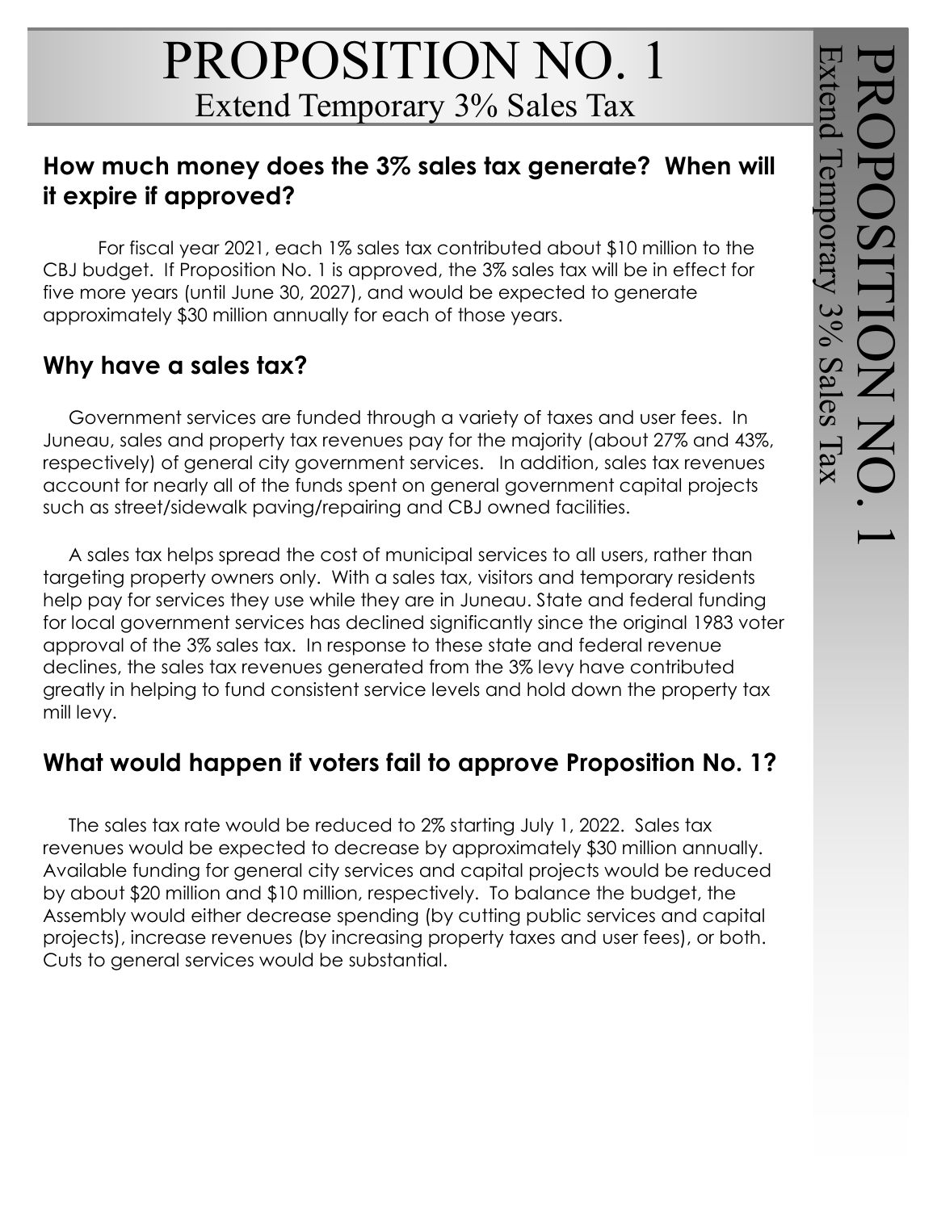# PROPOSITION NO. 1

## Extend Temporary 3% Sales Tax

### How much money does the 3% sales tax generate? When will it expire if approved?

For fiscal year 2021, each 1% sales tax contributed about $10 million to the CBJ budget. If Proposition No. 1 is approved, the 3% sales tax will be in effect for five more years (until June 30, 2027), and would be expected to generate approximately $30 million annually for each of those years.

### Why have a sales tax?

Government services are funded through a variety of taxes and user fees. In Juneau, sales and property tax revenues pay for the majority (about 27% and 43%, respectively) of general city government services. In addition, sales tax revenues account for nearly all of the funds spent on general government capital projects such as street/sidewalk paving/repairing and CBJ owned facilities.

A sales tax helps spread the cost of municipal services to all users, rather than targeting property owners only. With a sales tax, visitors and temporary residents help pay for services they use while they are in Juneau. State and federal funding for local government services has declined significantly since the original 1983 voter approval of the 3% sales tax. In response to these state and federal revenue declines, the sales tax revenues generated from the 3% levy have contributed greatly in helping to fund consistent service levels and hold down the property tax mill levy.

### What would happen if voters fail to approve Proposition No. 1?

The sales tax rate would be reduced to 2% starting July 1, 2022. Sales tax revenues would be expected to decrease by approximately $30 million annually. Available funding for general city services and capital projects would be reduced by about $20 million and $10 million, respectively. To balance the budget, the Assembly would either decrease spending (by cutting public services and capital projects), increase revenues (by increasing property taxes and user fees), or both. Cuts to general services would be substantial.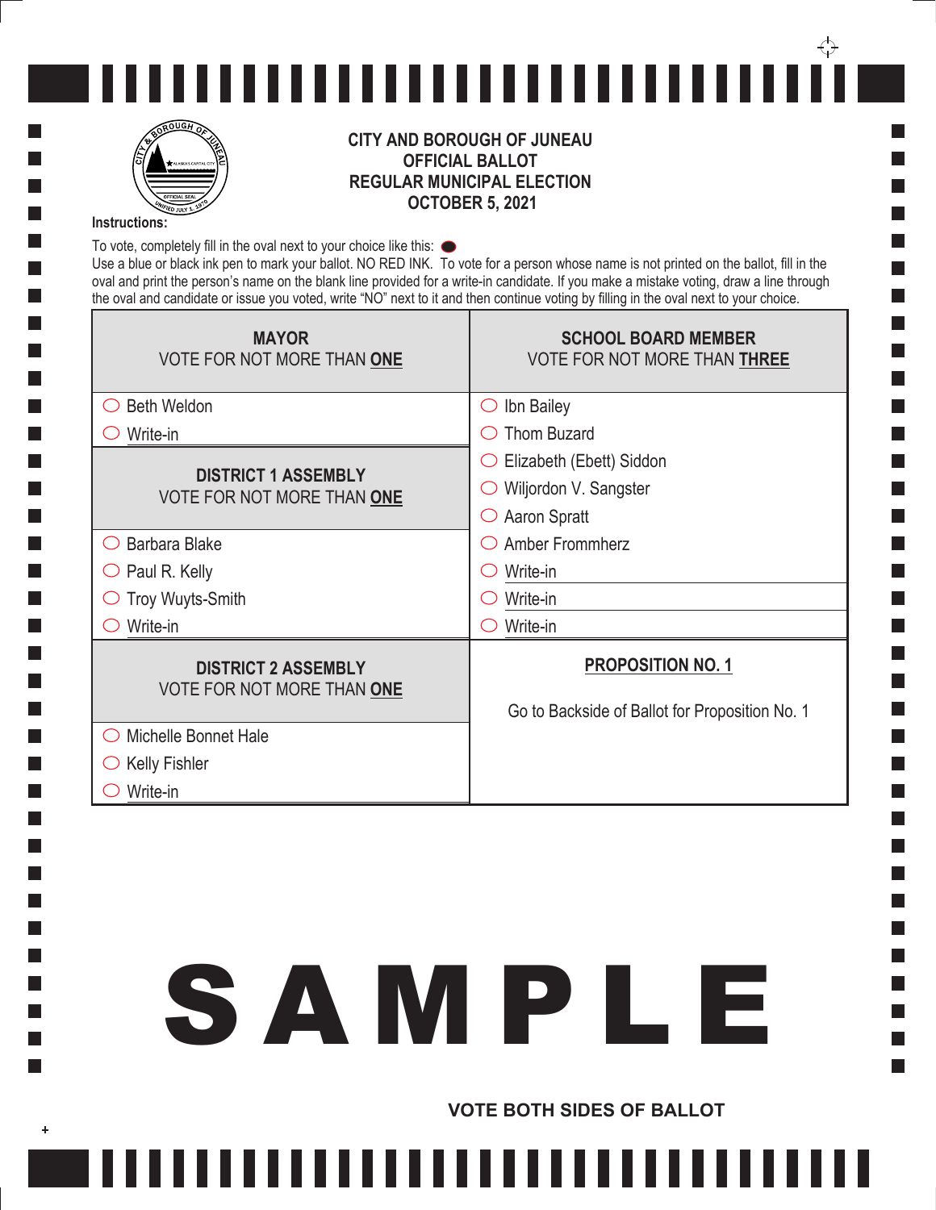# CITY AND BOROUGH OF JUNEAU
## OFFICIAL BALLOT
## REGULAR MUNICIPAL ELECTION
## OCTOBER 5, 2021

**Instructions:**

To vote, completely fill in the oval next to your choice like this: ⬬

Use a blue or black ink pen to mark your ballot. NO RED INK. To vote for a person whose name is not printed on the ballot, fill in the oval and print the person's name on the blank line provided for a write-in candidate. If you make a mistake voting, draw a line through the oval and candidate or issue you voted, write "NO" next to it and then continue voting by filling in the oval next to your choice.

### MAYOR
VOTE FOR NOT MORE THAN **ONE**

- ◯ Beth Weldon
- ◯ Write-in

### DISTRICT 1 ASSEMBLY
VOTE FOR NOT MORE THAN **ONE**

- ◯ Barbara Blake
- ◯ Paul R. Kelly
- ◯ Troy Wuyts-Smith
- ◯ Write-in

### DISTRICT 2 ASSEMBLY
VOTE FOR NOT MORE THAN **ONE**

- ◯ Michelle Bonnet Hale
- ◯ Kelly Fishler
- ◯ Write-in

### SCHOOL BOARD MEMBER
VOTE FOR NOT MORE THAN **THREE**

- ◯ Ibn Bailey
- ◯ Thom Buzard
- ◯ Elizabeth (Ebett) Siddon
- ◯ Wiljordon V. Sangster
- ◯ Aaron Spratt
- ◯ Amber Frommherz
- ◯ Write-in
- ◯ Write-in
- ◯ Write-in

### PROPOSITION NO. 1

Go to Backside of Ballot for Proposition No. 1

SAMPLE

**VOTE BOTH SIDES OF BALLOT**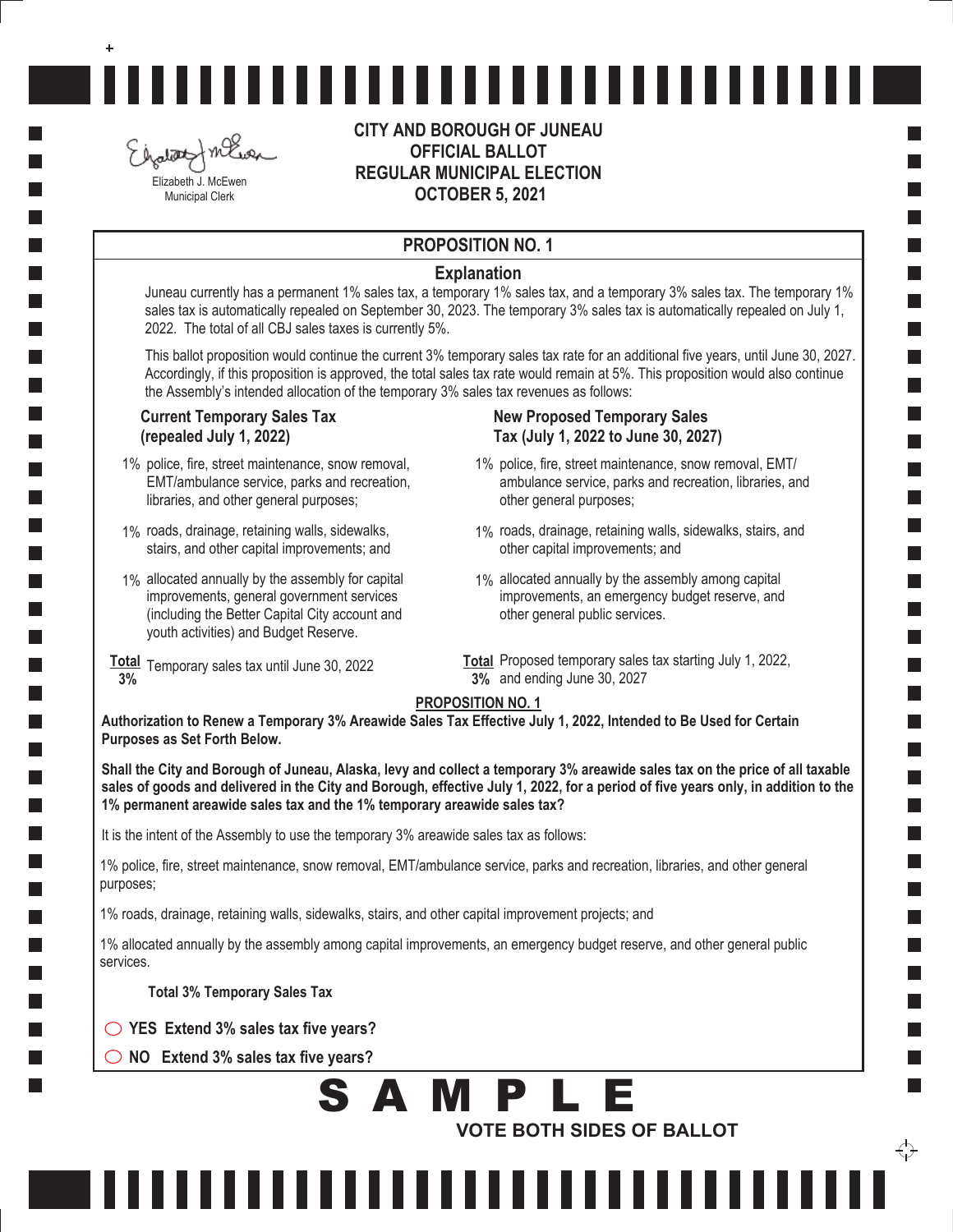Elizabeth J. McEwen
Municipal Clerk

# CITY AND BOROUGH OF JUNEAU
## OFFICIAL BALLOT
## REGULAR MUNICIPAL ELECTION
## OCTOBER 5, 2021

## PROPOSITION NO. 1

### Explanation

Juneau currently has a permanent 1% sales tax, a temporary 1% sales tax, and a temporary 3% sales tax. The temporary 1% sales tax is automatically repealed on September 30, 2023. The temporary 3% sales tax is automatically repealed on July 1, 2022. The total of all CBJ sales taxes is currently 5%.

This ballot proposition would continue the current 3% temporary sales tax rate for an additional five years, until June 30, 2027. Accordingly, if this proposition is approved, the total sales tax rate would remain at 5%. This proposition would also continue the Assembly's intended allocation of the temporary 3% sales tax revenues as follows:

| Current Temporary Sales Tax (repealed July 1, 2022) | New Proposed Temporary Sales Tax (July 1, 2022 to June 30, 2027) |
|---|---|
| 1% police, fire, street maintenance, snow removal, EMT/ambulance service, parks and recreation, libraries, and other general purposes; | 1% police, fire, street maintenance, snow removal, EMT/ambulance service, parks and recreation, libraries, and other general purposes; |
| 1% roads, drainage, retaining walls, sidewalks, stairs, and other capital improvements; and | 1% roads, drainage, retaining walls, sidewalks, stairs, and other capital improvements; and |
| 1% allocated annually by the assembly for capital improvements, general government services (including the Better Capital City account and youth activities) and Budget Reserve. | 1% allocated annually by the assembly among capital improvements, an emergency budget reserve, and other general public services. |
| **Total** 3% Temporary sales tax until June 30, 2022 | **Total** 3% Proposed temporary sales tax starting July 1, 2022, and ending June 30, 2027 |

**PROPOSITION NO. 1**

**Authorization to Renew a Temporary 3% Areawide Sales Tax Effective July 1, 2022, Intended to Be Used for Certain Purposes as Set Forth Below.**

**Shall the City and Borough of Juneau, Alaska, levy and collect a temporary 3% areawide sales tax on the price of all taxable sales of goods and delivered in the City and Borough, effective July 1, 2022, for a period of five years only, in addition to the 1% permanent areawide sales tax and the 1% temporary areawide sales tax?**

It is the intent of the Assembly to use the temporary 3% areawide sales tax as follows:

1% police, fire, street maintenance, snow removal, EMT/ambulance service, parks and recreation, libraries, and other general purposes;

1% roads, drainage, retaining walls, sidewalks, stairs, and other capital improvement projects; and

1% allocated annually by the assembly among capital improvements, an emergency budget reserve, and other general public services.

**Total 3% Temporary Sales Tax**

○ **YES Extend 3% sales tax five years?**

○ **NO Extend 3% sales tax five years?**

**SAMPLE**

**VOTE BOTH SIDES OF BALLOT**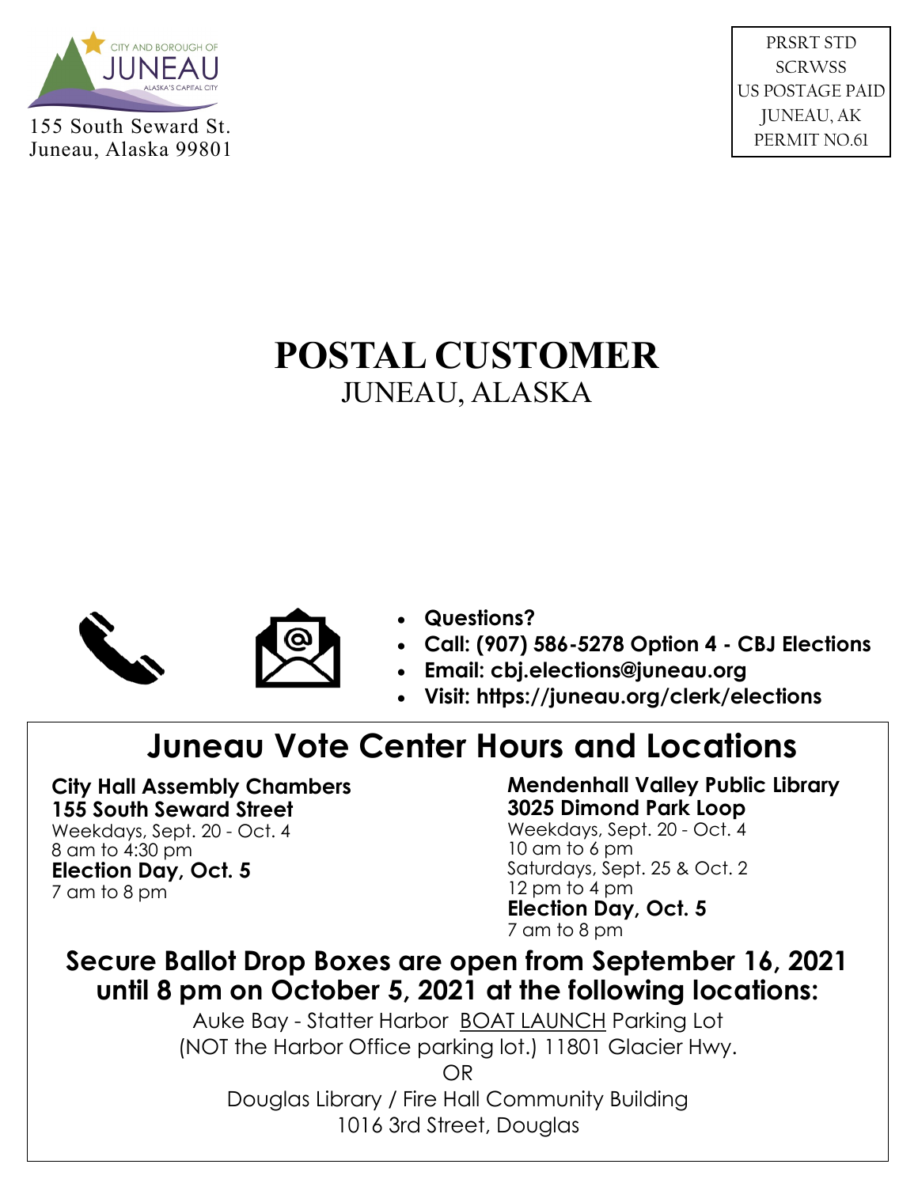CITY AND BOROUGH OF JUNEAU
ALASKA'S CAPITAL CITY

155 South Seward St.
Juneau, Alaska 99801

PRSRT STD
SCRWSS
US POSTAGE PAID
JUNEAU, AK
PERMIT NO.61

# POSTAL CUSTOMER

JUNEAU, ALASKA

- **Questions?**
- **Call: (907) 586-5278 Option 4 - CBJ Elections**
- **Email: cbj.elections@juneau.org**
- **Visit: https://juneau.org/clerk/elections**

## Juneau Vote Center Hours and Locations

**City Hall Assembly Chambers**
**155 South Seward Street**
Weekdays, Sept. 20 - Oct. 4
8 am to 4:30 pm
**Election Day, Oct. 5**
7 am to 8 pm

**Mendenhall Valley Public Library**
**3025 Dimond Park Loop**
Weekdays, Sept. 20 - Oct. 4
10 am to 6 pm
Saturdays, Sept. 25 & Oct. 2
12 pm to 4 pm
**Election Day, Oct. 5**
7 am to 8 pm

### Secure Ballot Drop Boxes are open from September 16, 2021 until 8 pm on October 5, 2021 at the following locations:

Auke Bay - Statter Harbor BOAT LAUNCH Parking Lot
(NOT the Harbor Office parking lot.) 11801 Glacier Hwy.

OR

Douglas Library / Fire Hall Community Building
1016 3rd Street, Douglas